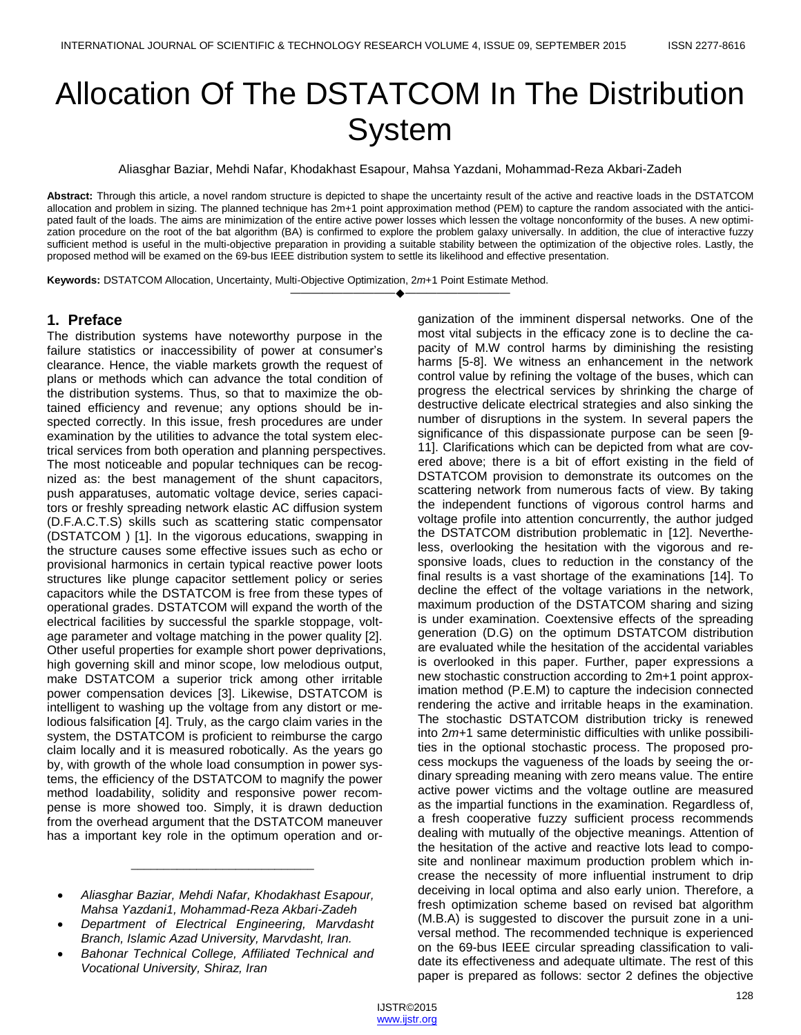# Allocation Of The DSTATCOM In The Distribution System

Aliasghar Baziar, Mehdi Nafar, Khodakhast Esapour, Mahsa Yazdani, Mohammad-Reza Akbari-Zadeh

**Abstract:** Through this article, a novel random structure is depicted to shape the uncertainty result of the active and reactive loads in the DSTATCOM allocation and problem in sizing. The planned technique has 2m+1 point approximation method (PEM) to capture the random associated with the anticipated fault of the loads. The aims are minimization of the entire active power losses which lessen the voltage nonconformity of the buses. A new optimization procedure on the root of the bat algorithm (BA) is confirmed to explore the problem galaxy universally. In addition, the clue of interactive fuzzy sufficient method is useful in the multi-objective preparation in providing a suitable stability between the optimization of the objective roles. Lastly, the proposed method will be examed on the 69-bus IEEE distribution system to settle its likelihood and effective presentation.

**Keywords:** DSTATCOM Allocation, Uncertainty, Multi-Objective Optimization, 2*m*+1 Point Estimate Method.

## 1. Preface

The distribution systems have noteworthy purpose in the failure statistics or inaccessibility of power at consumer's clearance. Hence, the viable markets growth the request of plans or methods which can advance the total condition of the distribution systems. Thus, so that to maximize the obtained efficiency and revenue; any options should be inspected correctly. In this issue, fresh procedures are under examination by the utilities to advance the total system electrical services from both operation and planning perspectives. The most noticeable and popular techniques can be recognized as: the best management of the shunt capacitors, push apparatuses, automatic voltage device, series capacitors or freshly spreading network elastic AC diffusion system (D.F.A.C.T.S) skills such as scattering static compensator (DSTATCOM ) [1]. In the vigorous educations, swapping in the structure causes some effective issues such as echo or provisional harmonics in certain typical reactive power loots structures like plunge capacitor settlement policy or series capacitors while the DSTATCOM is free from these types of operational grades. DSTATCOM will expand the worth of the electrical facilities by successful the sparkle stoppage, voltage parameter and voltage matching in the power quality [2]. Other useful properties for example short power deprivations, high governing skill and minor scope, low melodious output, make DSTATCOM a superior trick among other irritable power compensation devices [3]. Likewise, DSTATCOM is intelligent to washing up the voltage from any distort or melodious falsification [4]. Truly, as the cargo claim varies in the system, the DSTATCOM is proficient to reimburse the cargo claim locally and it is measured robotically. As the years go by, with growth of the whole load consumption in power systems, the efficiency of the DSTATCOM to magnify the power method loadability, solidity and responsive power recompense is more showed too. Simply, it is drawn deduction from the overhead argument that the DSTATCOM maneuver has a important key role in the optimum operation and organization of the imminent dispersal networks. One of the most vital subjects in the efficacy zone is to decline the capacity of M.W control harms by diminishing the resisting harms [5-8]. We witness an enhancement in the network control value by refining the voltage of the buses, which can progress the electrical services by shrinking the charge of destructive delicate electrical strategies and also sinking the number of disruptions in the system. In several papers the significance of this dispassionate purpose can be seen [9-11]. Clarifications which can be depicted from what are covered above; there is a bit of effort existing in the field of DSTATCOM provision to demonstrate its outcomes on the scattering network from numerous facts of view. By taking the independent functions of vigorous control harms and voltage profile into attention concurrently, the author judged the DSTATCOM distribution problematic in [12]. Nevertheless, overlooking the hesitation with the vigorous and responsive loads, clues to reduction in the constancy of the final results is a vast shortage of the examinations [14]. To decline the effect of the voltage variations in the network, maximum production of the DSTATCOM sharing and sizing is under examination. Coextensive effects of the spreading generation (D.G) on the optimum DSTATCOM distribution are evaluated while the hesitation of the accidental variables is overlooked in this paper. Further, paper expressions a new stochastic construction according to 2m+1 point approximation method (P.E.M) to capture the indecision connected rendering the active and irritable heaps in the examination. The stochastic DSTATCOM distribution tricky is renewed into 2*m*+1 same deterministic difficulties with unlike possibilities in the optional stochastic process. The proposed process mockups the vagueness of the loads by seeing the ordinary spreading meaning with zero means value. The entire active power victims and the voltage outline are measured as the impartial functions in the examination. Regardless of, a fresh cooperative fuzzy sufficient process recommends dealing with mutually of the objective meanings. Attention of the hesitation of the active and reactive lots lead to composite and nonlinear maximum production problem which increase the necessity of more influential instrument to drip deceiving in local optima and also early union. Therefore, a fresh optimization scheme based on revised bat algorithm (M.B.A) is suggested to discover the pursuit zone in a universal method. The recommended technique is experienced on the 69-bus IEEE circular spreading classification to validate its effectiveness and adequate ultimate. The rest of this paper is prepared as follows: sector 2 defines the objective

---

- *Aliasghar Baziar, Mehdi Nafar, Khodakhast Esapour, Mahsa Yazdani1, Mohammad-Reza Akbari-Zadeh*
- *Department of Electrical Engineering, Marvdasht Branch, Islamic Azad University, Marvdasht, Iran.*
- *Bahonar Technical College, Affiliated Technical and Vocational University, Shiraz, Iran*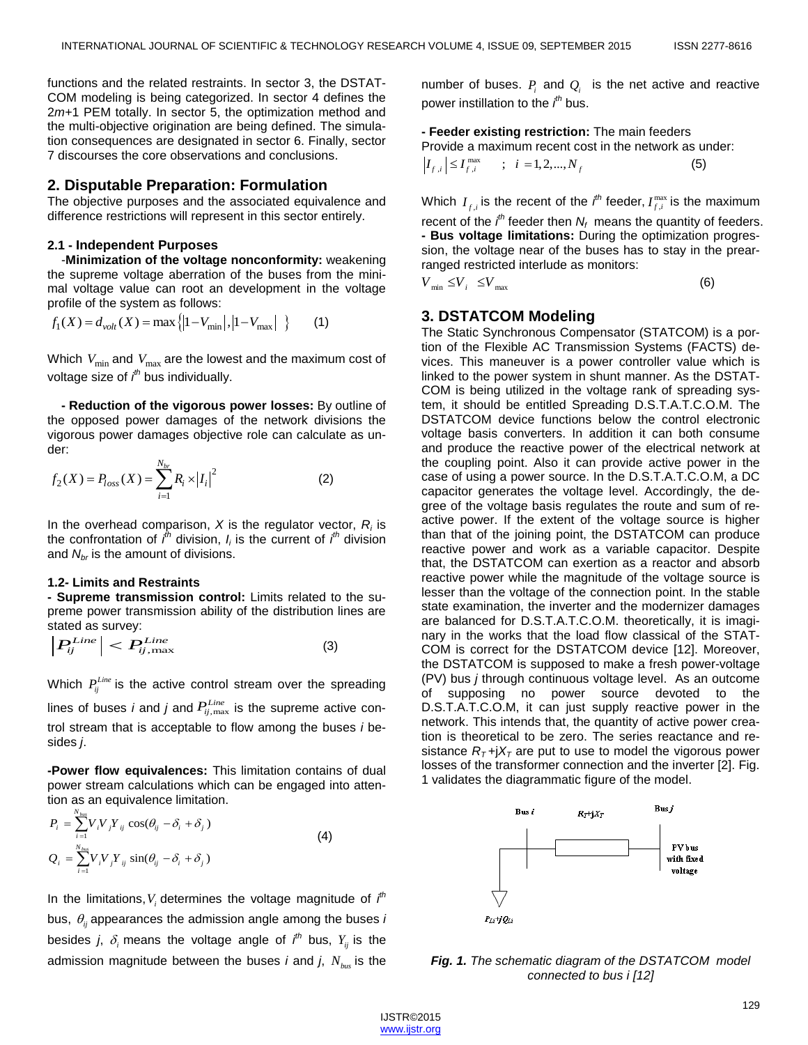functions and the related restraints. In sector 3, the DSTATCOM modeling is being categorized. In sector 4 defines the 2*m*+1 PEM totally. In sector 5, the optimization method and the multi-objective origination are being defined. The simulation consequences are designated in sector 6. Finally, sector 7 discourses the core observations and conclusions.

## 2. Disputable Preparation: Formulation

The objective purposes and the associated equivalence and difference restrictions will represent in this sector entirely.

### 2.1 - Independent Purposes

-**Minimization of the voltage nonconformity:** weakening the supreme voltage aberration of the buses from the minimal voltage value can root an development in the voltage profile of the system as follows:

$$f_1(X) = d_{volt}(X) = \max\left\{ |1 - V_{\min}|, |1 - V_{\max}| \right\} \qquad (1)$$

Which $V_{\min}$ and $V_{\max}$ are the lowest and the maximum cost of voltage size of $i^{th}$ bus individually.

**- Reduction of the vigorous power losses:** By outline of the opposed power damages of the network divisions the vigorous power damages objective role can calculate as under:

$$f_2(X) = P_{loss}(X) = \sum_{i=1}^{N_{br}} R_i \times |I_i|^2 \qquad (2)$$

In the overhead comparison, $X$ is the regulator vector, $R_i$ is the confrontation of $i^{th}$ division, $I_i$ is the current of $i^{th}$ division and $N_{br}$ is the amount of divisions.

### 1.2- Limits and Restraints

**- Supreme transmission control:** Limits related to the supreme power transmission ability of the distribution lines are stated as survey:

$$\left| P_{ij}^{Line} \right| < P_{ij,\max}^{Line} \qquad (3)$$

Which $P_{ij}^{Line}$ is the active control stream over the spreading lines of buses *i* and *j* and $P_{ij,\max}^{Line}$ is the supreme active control stream that is acceptable to flow among the buses *i* besides *j*.

**-Power flow equivalences:** This limitation contains of dual power stream calculations which can be engaged into attention as an equivalence limitation.

$$P_i = \sum_{i=1}^{N_{bus}} V_i V_j Y_{ij} \cos(\theta_{ij} - \delta_i + \delta_j)$$
$$Q_i = \sum_{i=1}^{N_{bus}} V_i V_j Y_{ij} \sin(\theta_{ij} - \delta_i + \delta_j) \qquad (4)$$

In the limitations, $V_i$ determines the voltage magnitude of $i^{th}$ bus, $\theta_{ij}$ appearances the admission angle among the buses *i* besides *j*, $\delta_i$ means the voltage angle of $i^{th}$ bus, $Y_{ij}$ is the admission magnitude between the buses *i* and *j*, $N_{bus}$ is the number of buses. $P_i$ and $Q_i$ is the net active and reactive power instillation to the $i^{th}$ bus.

**- Feeder existing restriction:** The main feeders Provide a maximum recent cost in the network as under:

$$|I_{f,i}| \le I_{f,i}^{\max} \quad ; \quad i = 1, 2, ..., N_f \qquad (5)$$

Which $I_{f,i}$ is the recent of the $i^{th}$ feeder, $I_{f,i}^{\max}$ is the maximum recent of the $i^{th}$ feeder then $N_f$ means the quantity of feeders.

**- Bus voltage limitations:** During the optimization progression, the voltage near of the buses has to stay in the prearranged restricted interlude as monitors:

$$V_{\min} \le V_i \le V_{\max} \qquad (6)$$

## 3. DSTATCOM Modeling

The Static Synchronous Compensator (STATCOM) is a portion of the Flexible AC Transmission Systems (FACTS) devices. This maneuver is a power controller value which is linked to the power system in shunt manner. As the DSTATCOM is being utilized in the voltage rank of spreading system, it should be entitled Spreading D.S.T.A.T.C.O.M. The DSTATCOM device functions below the control electronic voltage basis converters. In addition it can both consume and produce the reactive power of the electrical network at the coupling point. Also it can provide active power in the case of using a power source. In the D.S.T.A.T.C.O.M, a DC capacitor generates the voltage level. Accordingly, the degree of the voltage basis regulates the route and sum of reactive power. If the extent of the voltage source is higher than that of the joining point, the DSTATCOM can produce reactive power and work as a variable capacitor. Despite that, the DSTATCOM can exertion as a reactor and absorb reactive power while the magnitude of the voltage source is lesser than the voltage of the connection point. In the stable state examination, the inverter and the modernizer damages are balanced for D.S.T.A.T.C.O.M. theoretically, it is imaginary in the works that the load flow classical of the STATCOM is correct for the DSTATCOM device [12]. Moreover, the DSTATCOM is supposed to make a fresh power-voltage (PV) bus *j* through continuous voltage level. As an outcome of supposing no power source devoted to the D.S.T.A.T.C.O.M, it can just supply reactive power in the network. This intends that, the quantity of active power creation is theoretical to be zero. The series reactance and resistance $R_T$+j$X_T$ are put to use to model the vigorous power losses of the transformer connection and the inverter [2]. Fig. 1 validates the diagrammatic figure of the model.

***Fig. 1.*** *The schematic diagram of the DSTATCOM model connected to bus i [12]*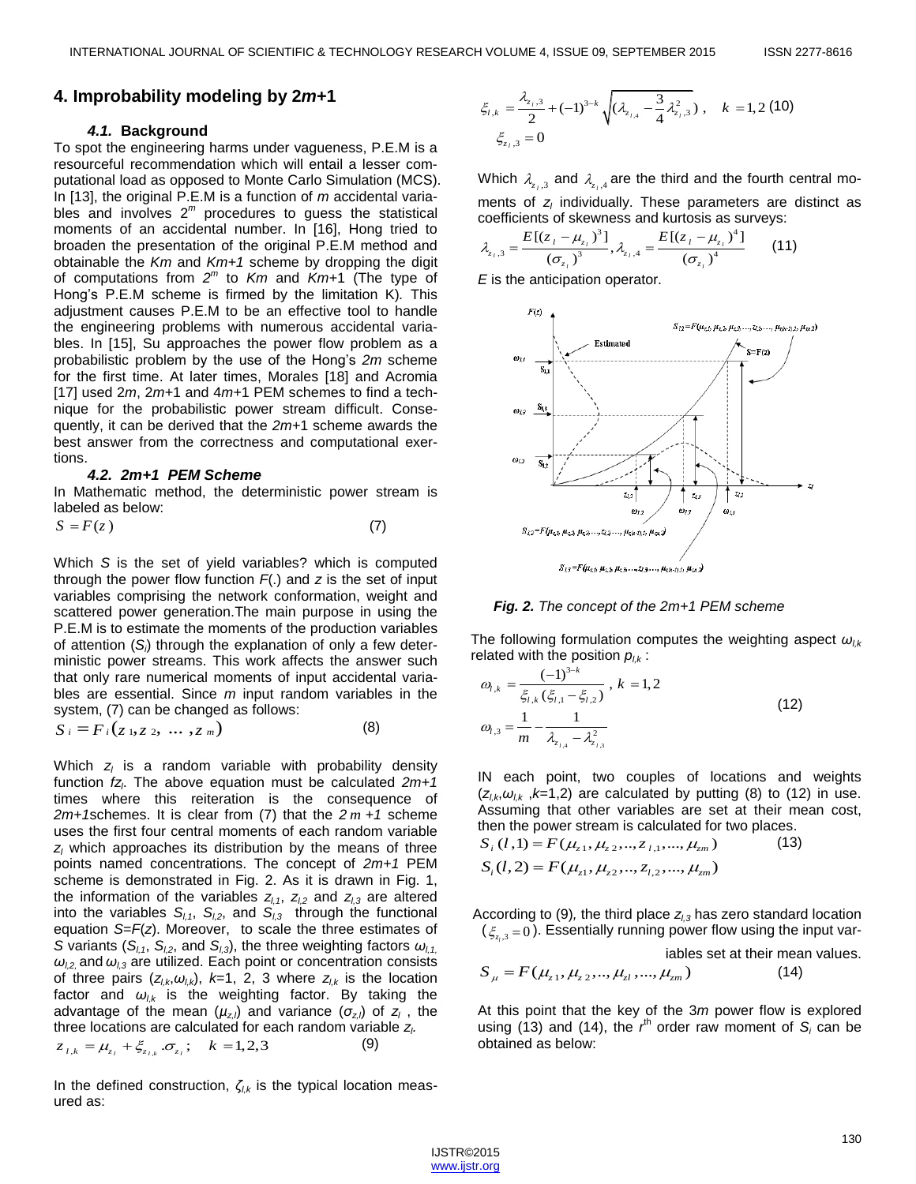## 4. Improbability modeling by 2*m*+1

### *4.1.* Background

To spot the engineering harms under vagueness, P.E.M is a resourceful recommendation which will entail a lesser computational load as opposed to Monte Carlo Simulation (MCS). In [13], the original P.E.M is a function of *m* accidental variables and involves $2^m$ procedures to guess the statistical moments of an accidental number. In [16], Hong tried to broaden the presentation of the original P.E.M method and obtainable the *Km* and *Km+1* scheme by dropping the digit of computations from $2^m$ to *Km* and *Km*+1 (The type of Hong's P.E.M scheme is firmed by the limitation K). This adjustment causes P.E.M to be an effective tool to handle the engineering problems with numerous accidental variables. In [15], Su approaches the power flow problem as a probabilistic problem by the use of the Hong's *2m* scheme for the first time. At later times, Morales [18] and Acromia [17] used 2*m*, 2*m*+1 and 4*m*+1 PEM schemes to find a technique for the probabilistic power stream difficult. Consequently, it can be derived that the *2m*+1 scheme awards the best answer from the correctness and computational exertions.

### *4.2. 2m+1 PEM Scheme*

In Mathematic method, the deterministic power stream is labeled as below:

$$S = F(z) \tag{7}$$

Which *S* is the set of yield variables? which is computed through the power flow function *F*(.) and *z* is the set of input variables comprising the network conformation, weight and scattered power generation.The main purpose in using the P.E.M is to estimate the moments of the production variables of attention ($S_l$) through the explanation of only a few deterministic power streams. This work affects the answer such that only rare numerical moments of input accidental variables are essential. Since *m* input random variables in the system, (7) can be changed as follows:

$$S_i = F_i(z_1, z_2, \dots, z_m) \tag{8}$$

Which $z_l$ is a random variable with probability density function $f z_l$. The above equation must be calculated *2m+1* times where this reiteration is the consequence of *2m+1*schemes. It is clear from (7) that the *2 m +1* scheme uses the first four central moments of each random variable $z_l$ which approaches its distribution by the means of three points named concentrations. The concept of *2m+1* PEM scheme is demonstrated in Fig. 2. As it is drawn in Fig. 1, the information of the variables $z_{l,1}$, $z_{l,2}$ and $z_{l,3}$ are altered into the variables $S_{l,1}$, $S_{l,2}$, and $S_{l,3}$ through the functional equation *S*=*F*(*z*). Moreover, to scale the three estimates of *S* variants ($S_{l,1}$, $S_{l,2}$, and $S_{l,3}$), the three weighting factors $\omega_{l,1}$, $\omega_{l,2}$ and $\omega_{l,3}$ are utilized. Each point or concentration consists of three pairs ($z_{l,k}$,$\omega_{l,k}$), *k*=1, 2, 3 where $z_{l,k}$ is the location factor and $\omega_{l,k}$ is the weighting factor. By taking the advantage of the mean ($\mu_{z,l}$) and variance ($\sigma_{z,l}$) of $z_l$ , the three locations are calculated for each random variable $z_l$.

$$z_{l,k} = \mu_{z_l} + \xi_{z_{l,k}} . \sigma_{z_l} ; \quad k = 1,2,3 \tag{9}$$

In the defined construction, $\zeta_{l,k}$ is the typical location measured as:

$$\xi_{l,k} = \frac{\lambda_{z_l,3}}{2} + (-1)^{3-k} \sqrt{(\lambda_{z_{l,4}} - \frac{3}{4}\lambda_{z_l,3}^2)} , \quad k = 1,2 \tag{10}$$

$$\xi_{z_l,3} = 0$$

Which $\lambda_{z_l,3}$ and $\lambda_{z_l,4}$ are the third and the fourth central moments of $z_l$ individually. These parameters are distinct as coefficients of skewness and kurtosis as surveys:

$$\lambda_{z_l,3} = \frac{E[(z_l - \mu_{z_l})^3]}{(\sigma_{z_l})^3}, \lambda_{z_l,4} = \frac{E[(z_l - \mu_{z_l})^4]}{(\sigma_{z_l})^4} \tag{11}$$

*E* is the anticipation operator.

***Fig. 2.*** *The concept of the 2m+1 PEM scheme*

The following formulation computes the weighting aspect $\omega_{l,k}$ related with the position $p_{l,k}$ :

$$\omega_{l,k} = \frac{(-1)^{3-k}}{\xi_{l,k}(\xi_{l,1} - \xi_{l,2})} , \; k = 1,2$$

$$\omega_{l,3} = \frac{1}{m} - \frac{1}{\lambda_{z_{l,4}} - \lambda_{z_{l,3}}^2} \tag{12}$$

IN each point, two couples of locations and weights ($z_{l,k}$,$\omega_{l,k}$ ,*k*=1,2) are calculated by putting (8) to (12) in use. Assuming that other variables are set at their mean cost, then the power stream is calculated for two places.

$$S_i(l,1) = F(\mu_{z1}, \mu_{z2}, .., z_{l,1}, ..., \mu_{zm}) \tag{13}$$

$$S_i(l,2) = F(\mu_{z1}, \mu_{z2}, .., z_{l,2}, ..., \mu_{zm})$$

According to (9), the third place $z_{l,3}$ has zero standard location ($\xi_{z_l,3} = 0$). Essentially running power flow using the input variables set at their mean values.

$$S_\mu = F(\mu_{z1}, \mu_{z2}, .., \mu_{zl}, ..., \mu_{zm}) \tag{14}$$

At this point that the key of the 3*m* power flow is explored using (13) and (14), the $r^{th}$ order raw moment of $S_i$ can be obtained as below: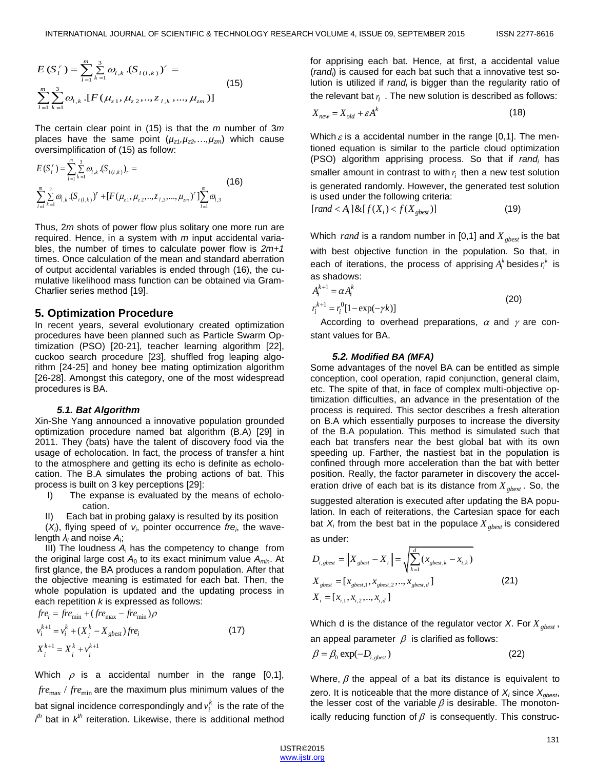$$E(S_i^r) = \sum_{l=1}^{m}\sum_{k=1}^{3}\omega_{l,k}.(S_{i(l,k)})^r = \sum_{l=1}^{m}\sum_{k=1}^{3}\omega_{l,k}.[F(\mu_{z1},\mu_{z2},..,z_{l,k},...,\mu_{zm})] \quad (15)$$

The certain clear point in (15) is that the *m* number of 3*m* places have the same point ($\mu_{z1},\mu_{z2},...,\mu_{zm}$) which cause oversimplification of (15) as follow:

$$E(S_i^r) = \sum_{l=1}^{m}\sum_{k=1}^{3}\omega_{l,k}.(S_{i(l,k)})_r = \sum_{l=1}^{m}\sum_{k=1}^{2}\omega_{l,k}.(S_{i(l,k)})^r + [F(\mu_{z1},\mu_{z2},..,z_{l,3},...,\mu_{zm})^r]\sum_{l=1}^{m}\omega_{l,3} \quad (16)$$

Thus, 2*m* shots of power flow plus solitary one more run are required. Hence, in a system with *m* input accidental variables, the number of times to calculate power flow is *2m+1* times. Once calculation of the mean and standard aberration of output accidental variables is ended through (16), the cumulative likelihood mass function can be obtained via Gram-Charlier series method [19].

## 5. Optimization Procedure

In recent years, several evolutionary created optimization procedures have been planned such as Particle Swarm Optimization (PSO) [20-21], teacher learning algorithm [22], cuckoo search procedure [23], shuffled frog leaping algorithm [24-25] and honey bee mating optimization algorithm [26-28]. Amongst this category, one of the most widespread procedures is BA.

### 5.1. Bat Algorithm

Xin-She Yang announced a innovative population grounded optimization procedure named bat algorithm (B.A) [29] in 2011. They (bats) have the talent of discovery food via the usage of echolocation. In fact, the process of transfer a hint to the atmosphere and getting its echo is definite as echolocation. The B.A simulates the probing actions of bat. This process is built on 3 key perceptions [29]:

I) The expanse is evaluated by the means of echolocation.

II) Each bat in probing galaxy is resulted by its position ($X_i$), flying speed of $v_i$, pointer occurrence $fre_i$, the wavelength $\lambda_i$ and noise $A_i$;

III) The loudness $A_i$ has the competency to change from the original large cost $A_0$ to its exact minimum value $A_{min}$. At first glance, the BA produces a random population. After that the objective meaning is estimated for each bat. Then, the whole population is updated and the updating process in each repetition *k* is expressed as follows:

$$\begin{aligned} fre_i &= fre_{\min} + (fre_{\max} - fre_{\min})\rho \\ v_i^{k+1} &= v_i^k + (X_i^k - X_{gbest})\, fre_i \\ X_i^{k+1} &= X_i^k + v_i^{k+1} \end{aligned} \quad (17)$$

Which $\rho$ is a accidental number in the range [0,1], $fre_{\max}$ / $fre_{\min}$ are the maximum plus minimum values of the bat signal incidence correspondingly and $v_i^k$ is the rate of the $i^{th}$ bat in $k^{th}$ reiteration. Likewise, there is additional method for apprising each bat. Hence, at first, a accidental value ($rand_i$) is caused for each bat such that a innovative test solution is utilized if $rand_i$ is bigger than the regularity ratio of the relevant bat $r_i$. The new solution is described as follows:

$$X_{new} = X_{old} + \varepsilon A^k \quad (18)$$

Which $\varepsilon$ is a accidental number in the range [0,1]. The mentioned equation is similar to the particle cloud optimization (PSO) algorithm apprising process. So that if $rand_i$ has smaller amount in contrast to with $r_i$ then a new test solution is generated randomly. However, the generated test solution is used under the following criteria:

$$[rand < A_i]\,\&\,[f(X_i) < f(X_{gbest})] \quad (19)$$

Which $rand$ is a random number in [0,1] and $X_{gbest}$ is the bat with best objective function in the population. So that, in each of iterations, the process of apprising $A_i^k$ besides $r_i^k$ is as shadows:

$$\begin{aligned} A_i^{k+1} &= \alpha A_i^k \\ r_i^{k+1} &= r_i^0[1 - \exp(-\gamma k)] \end{aligned} \quad (20)$$

According to overhead preparations, $\alpha$ and $\gamma$ are constant values for BA.

### 5.2. Modified BA (MFA)

Some advantages of the novel BA can be entitled as simple conception, cool operation, rapid conjunction, general claim, etc. The spite of that, in face of complex multi-objective optimization difficulties, an advance in the presentation of the process is required. This sector describes a fresh alteration on B.A which essentially purposes to increase the diversity of the B.A population. This method is simulated such that each bat transfers near the best global bat with its own speeding up. Farther, the nastiest bat in the population is confined through more acceleration than the bat with better position. Really, the factor parameter in discovery the acceleration drive of each bat is its distance from $X_{gbest}$. So, the suggested alteration is executed after updating the BA population. In each of reiterations, the Cartesian space for each bat $X_i$ from the best bat in the populace $X_{gbest}$ is considered as under:

$$\begin{aligned} D_{i,gbest} &= \left\| X_{gbest} - X_i \right\| = \sqrt{\sum_{k=1}^{d}(x_{gbest,k} - x_{i,k})} \\ X_{gbest} &= [x_{gbest,1}, x_{gbest,2}, .., x_{gbest,d}] \\ X_i &= [x_{i,1}, x_{i,2}, .., x_{i,d}] \end{aligned} \quad (21)$$

Which d is the distance of the regulator vector *X*. For $X_{gbest}$, an appeal parameter $\beta$ is clarified as follows:

$$\beta = \beta_0 \exp(-D_{i,gbest}) \quad (22)$$

Where, $\beta$ the appeal of a bat its distance is equivalent to zero. It is noticeable that the more distance of $X_i$ since $X_{gbest}$, the lesser cost of the variable $\beta$ is desirable. The monotonically reducing function of $\beta$ is consequently. This construc-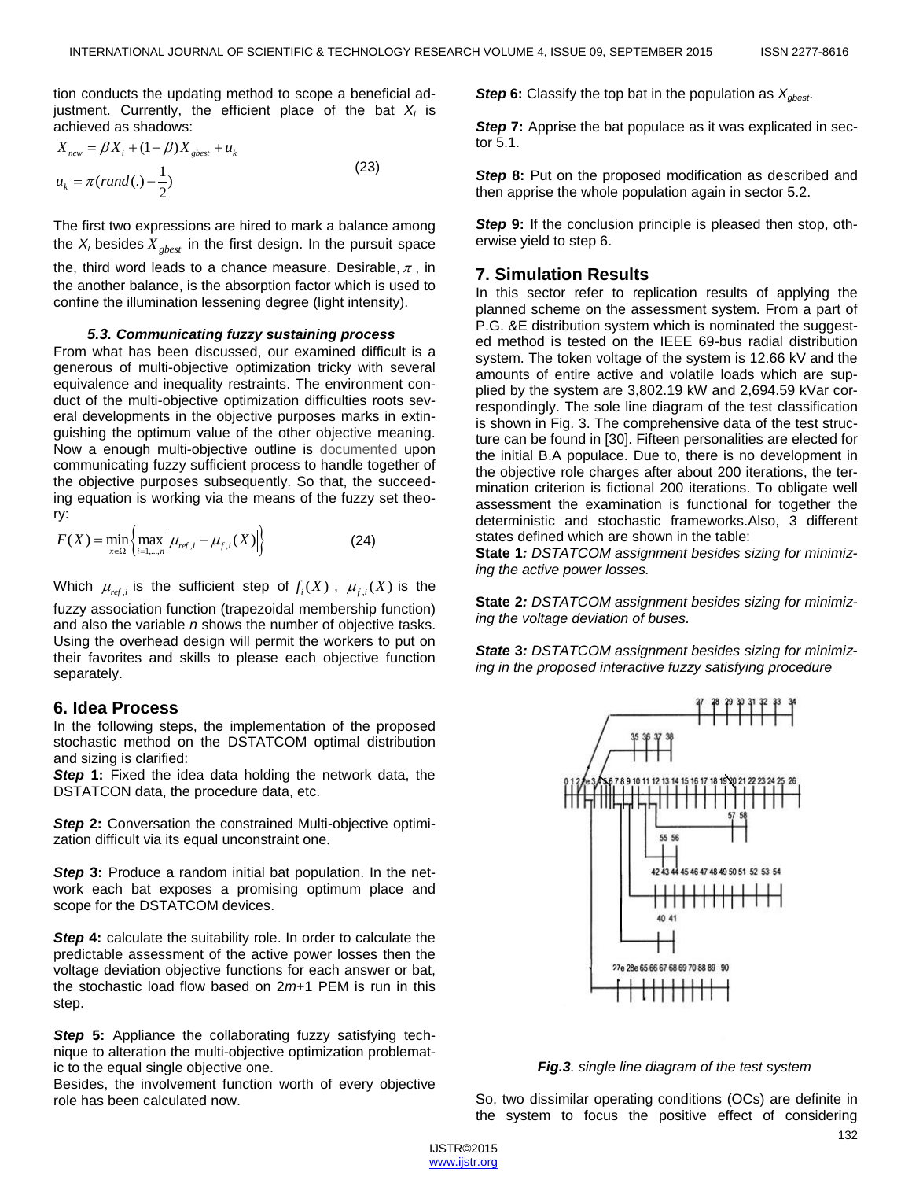tion conducts the updating method to scope a beneficial adjustment. Currently, the efficient place of the bat $X_i$ is achieved as shadows:

$$X_{new} = \beta X_i + (1-\beta) X_{gbest} + u_k$$
$$u_k = \pi(rand(.) - \frac{1}{2}) \tag{23}$$

The first two expressions are hired to mark a balance among the $X_i$ besides $X_{gbest}$ in the first design. In the pursuit space the, third word leads to a chance measure. Desirable, $\pi$, in the another balance, is the absorption factor which is used to confine the illumination lessening degree (light intensity).

#### *5.3. Communicating fuzzy sustaining process*

From what has been discussed, our examined difficult is a generous of multi-objective optimization tricky with several equivalence and inequality restraints. The environment conduct of the multi-objective optimization difficulties roots several developments in the objective purposes marks in extinguishing the optimum value of the other objective meaning. Now a enough multi-objective outline is documented upon communicating fuzzy sufficient process to handle together of the objective purposes subsequently. So that, the succeeding equation is working via the means of the fuzzy set theory:

$$F(X) = \min_{x \in \Omega} \left\{ \max_{i=1,\dots,n} \left| \mu_{ref,i} - \mu_{f,i}(X) \right| \right\} \tag{24}$$

Which $\mu_{ref,i}$ is the sufficient step of $f_i(X)$, $\mu_{f,i}(X)$ is the fuzzy association function (trapezoidal membership function) and also the variable $n$ shows the number of objective tasks. Using the overhead design will permit the workers to put on their favorites and skills to please each objective function separately.

## 6. Idea Process

In the following steps, the implementation of the proposed stochastic method on the DSTATCOM optimal distribution and sizing is clarified:

***Step* 1:** Fixed the idea data holding the network data, the DSTATCON data, the procedure data, etc.

***Step* 2:** Conversation the constrained Multi-objective optimization difficult via its equal unconstraint one.

***Step* 3:** Produce a random initial bat population. In the network each bat exposes a promising optimum place and scope for the DSTATCOM devices.

***Step* 4:** calculate the suitability role. In order to calculate the predictable assessment of the active power losses then the voltage deviation objective functions for each answer or bat, the stochastic load flow based on 2$m$+1 PEM is run in this step.

***Step* 5:** Appliance the collaborating fuzzy satisfying technique to alteration the multi-objective optimization problematic to the equal single objective one.

Besides, the involvement function worth of every objective role has been calculated now.

***Step* 6:** Classify the top bat in the population as $X_{gbest}$.

***Step* 7:** Apprise the bat populace as it was explicated in sector 5.1.

***Step* 8:** Put on the proposed modification as described and then apprise the whole population again in sector 5.2.

***Step* 9:** **I**f the conclusion principle is pleased then stop, otherwise yield to step 6.

## 7. Simulation Results

In this sector refer to replication results of applying the planned scheme on the assessment system. From a part of P.G. &E distribution system which is nominated the suggested method is tested on the IEEE 69-bus radial distribution system. The token voltage of the system is 12.66 kV and the amounts of entire active and volatile loads which are supplied by the system are 3,802.19 kW and 2,694.59 kVar correspondingly. The sole line diagram of the test classification is shown in Fig. 3. The comprehensive data of the test structure can be found in [30]. Fifteen personalities are elected for the initial B.A populace. Due to, there is no development in the objective role charges after about 200 iterations, the termination criterion is fictional 200 iterations. To obligate well assessment the examination is functional for together the deterministic and stochastic frameworks.Also, 3 different states defined which are shown in the table:

**State 1***: DSTATCOM assignment besides sizing for minimizing the active power losses.*

**State 2***: DSTATCOM assignment besides sizing for minimizing the voltage deviation of buses.*

**State 3***: DSTATCOM assignment besides sizing for minimizing in the proposed interactive fuzzy satisfying procedure*

***Fig.3**. single line diagram of the test system*

So, two dissimilar operating conditions (OCs) are definite in the system to focus the positive effect of considering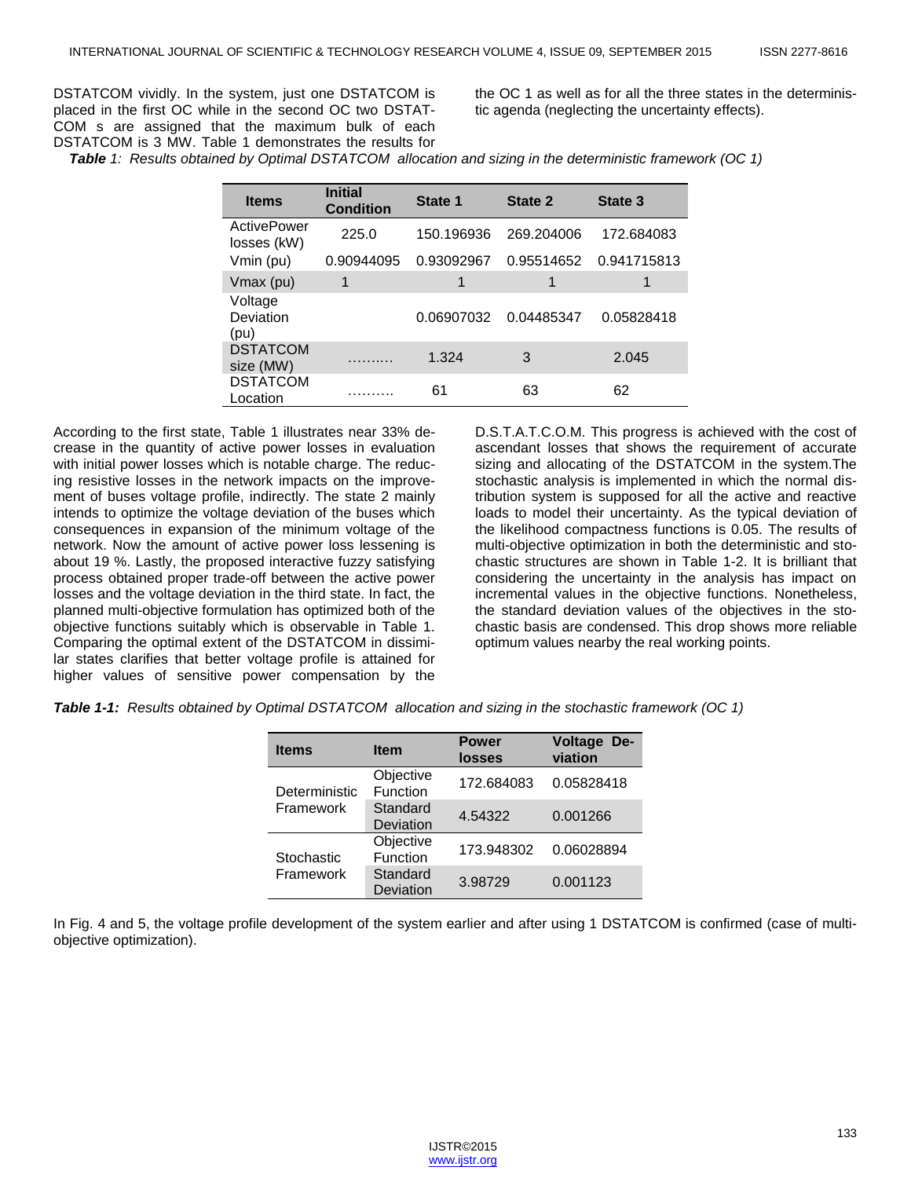DSTATCOM vividly. In the system, just one DSTATCOM is placed in the first OC while in the second OC two DSTATCOM s are assigned that the maximum bulk of each DSTATCOM is 3 MW. Table 1 demonstrates the results for the OC 1 as well as for all the three states in the deterministic agenda (neglecting the uncertainty effects).

***Table** 1: Results obtained by Optimal DSTATCOM allocation and sizing in the deterministic framework (OC 1)*

| Items | Initial Condition | State 1 | State 2 | State 3 |
|---|---|---|---|---|
| ActivePower losses (kW) | 225.0 | 150.196936 | 269.204006 | 172.684083 |
| Vmin (pu) | 0.90944095 | 0.93092967 | 0.95514652 | 0.941715813 |
| Vmax (pu) | 1 | 1 | 1 | 1 |
| Voltage Deviation (pu) | | 0.06907032 | 0.04485347 | 0.05828418 |
| DSTATCOM size (MW) | ……… | 1.324 | 3 | 2.045 |
| DSTATCOM Location | ……… | 61 | 63 | 62 |

According to the first state, Table 1 illustrates near 33% decrease in the quantity of active power losses in evaluation with initial power losses which is notable charge. The reducing resistive losses in the network impacts on the improvement of buses voltage profile, indirectly. The state 2 mainly intends to optimize the voltage deviation of the buses which consequences in expansion of the minimum voltage of the network. Now the amount of active power loss lessening is about 19 %. Lastly, the proposed interactive fuzzy satisfying process obtained proper trade-off between the active power losses and the voltage deviation in the third state. In fact, the planned multi-objective formulation has optimized both of the objective functions suitably which is observable in Table 1. Comparing the optimal extent of the DSTATCOM in dissimilar states clarifies that better voltage profile is attained for higher values of sensitive power compensation by the D.S.T.A.T.C.O.M. This progress is achieved with the cost of ascendant losses that shows the requirement of accurate sizing and allocating of the DSTATCOM in the system.The stochastic analysis is implemented in which the normal distribution system is supposed for all the active and reactive loads to model their uncertainty. As the typical deviation of the likelihood compactness functions is 0.05. The results of multi-objective optimization in both the deterministic and stochastic structures are shown in Table 1-2. It is brilliant that considering the uncertainty in the analysis has impact on incremental values in the objective functions. Nonetheless, the standard deviation values of the objectives in the stochastic basis are condensed. This drop shows more reliable optimum values nearby the real working points.

***Table 1-1:** Results obtained by Optimal DSTATCOM allocation and sizing in the stochastic framework (OC 1)*

| Items | Item | Power losses | Voltage Deviation |
|---|---|---|---|
| Deterministic Framework | Objective Function | 172.684083 | 0.05828418 |
| | Standard Deviation | 4.54322 | 0.001266 |
| Stochastic Framework | Objective Function | 173.948302 | 0.06028894 |
| | Standard Deviation | 3.98729 | 0.001123 |

In Fig. 4 and 5, the voltage profile development of the system earlier and after using 1 DSTATCOM is confirmed (case of multi-objective optimization).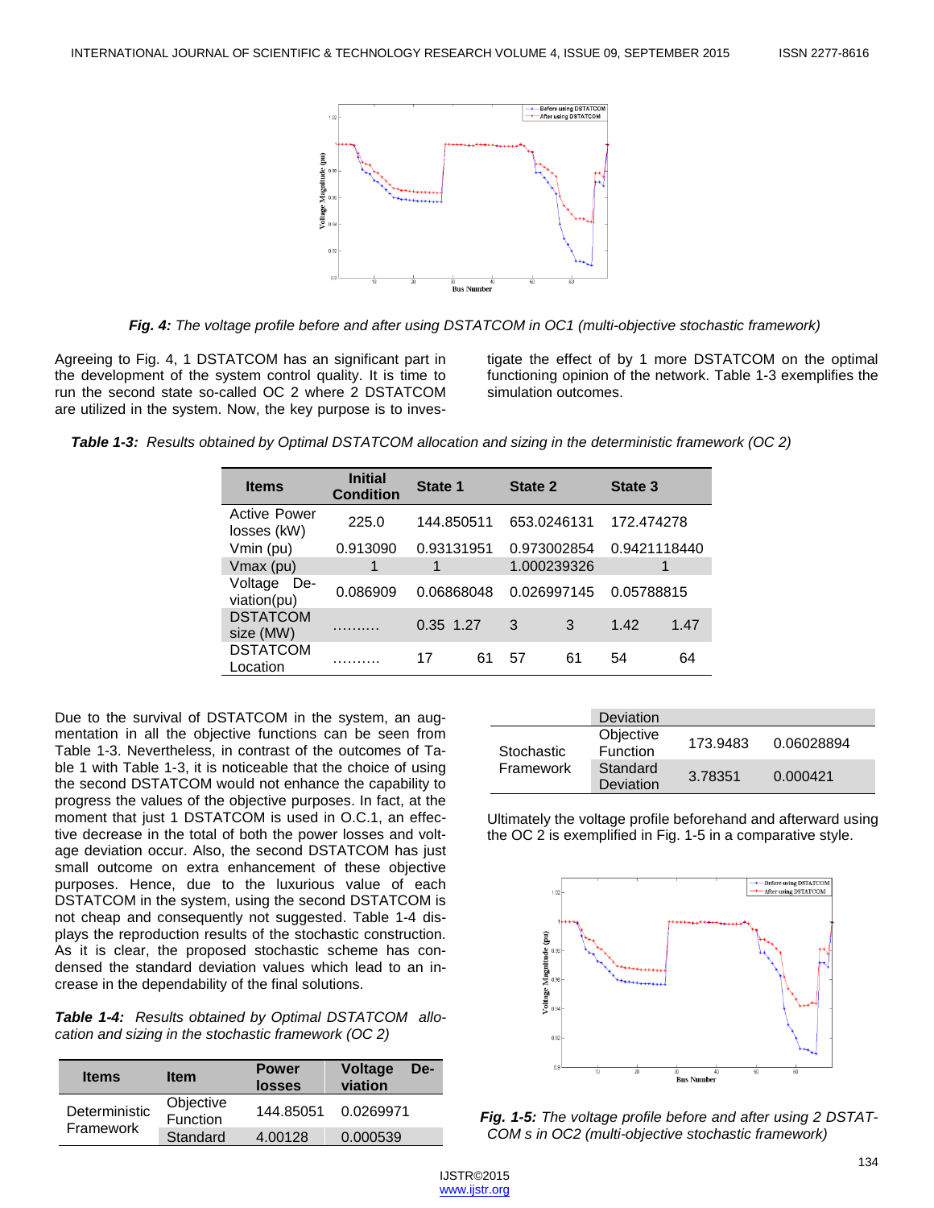*Fig. 4: The voltage profile before and after using DSTATCOM in OC1 (multi-objective stochastic framework)*

Agreeing to Fig. 4, 1 DSTATCOM has an significant part in the development of the system control quality. It is time to run the second state so-called OC 2 where 2 DSTATCOM are utilized in the system. Now, the key purpose is to investigate the effect of by 1 more DSTATCOM on the optimal functioning opinion of the network. Table 1-3 exemplifies the simulation outcomes.

***Table 1-3:*** *Results obtained by Optimal DSTATCOM allocation and sizing in the deterministic framework (OC 2)*

| Items | Initial Condition | State 1 | | State 2 | | State 3 | |
|---|---|---|---|---|---|---|---|
| Active Power losses (kW) | 225.0 | 144.850511 | | 653.0246131 | | 172.474278 | |
| Vmin (pu) | 0.913090 | 0.93131951 | | 0.973002854 | | 0.9421118440 | |
| Vmax (pu) | 1 | 1 | | 1.000239326 | | 1 | |
| Voltage Deviation(pu) | 0.086909 | 0.06868048 | | 0.026997145 | | 0.05788815 | |
| DSTATCOM size (MW) | ………. | 0.35 | 1.27 | 3 | 3 | 1.42 | 1.47 |
| DSTATCOM Location | ………. | 17 | 61 | 57 | 61 | 54 | 64 |

Due to the survival of DSTATCOM in the system, an augmentation in all the objective functions can be seen from Table 1-3. Nevertheless, in contrast of the outcomes of Table 1 with Table 1-3, it is noticeable that the choice of using the second DSTATCOM would not enhance the capability to progress the values of the objective purposes. In fact, at the moment that just 1 DSTATCOM is used in O.C.1, an effective decrease in the total of both the power losses and voltage deviation occur. Also, the second DSTATCOM has just small outcome on extra enhancement of these objective purposes. Hence, due to the luxurious value of each DSTATCOM in the system, using the second DSTATCOM is not cheap and consequently not suggested. Table 1-4 displays the reproduction results of the stochastic construction. As it is clear, the proposed stochastic scheme has condensed the standard deviation values which lead to an increase in the dependability of the final solutions.

***Table 1-4:*** *Results obtained by Optimal DSTATCOM allocation and sizing in the stochastic framework (OC 2)*

| Items | Item | Power losses | Voltage Deviation |
|---|---|---|---|
| Deterministic Framework | Objective Function | 144.85051 | 0.0269971 |
| | Standard Deviation | 4.00128 | 0.000539 |
| Stochastic Framework | Objective Function | 173.9483 | 0.06028894 |
| | Standard Deviation | 3.78351 | 0.000421 |

Ultimately the voltage profile beforehand and afterward using the OC 2 is exemplified in Fig. 1-5 in a comparative style.

***Fig. 1-5:*** *The voltage profile before and after using 2 DSTATCOM s in OC2 (multi-objective stochastic framework)*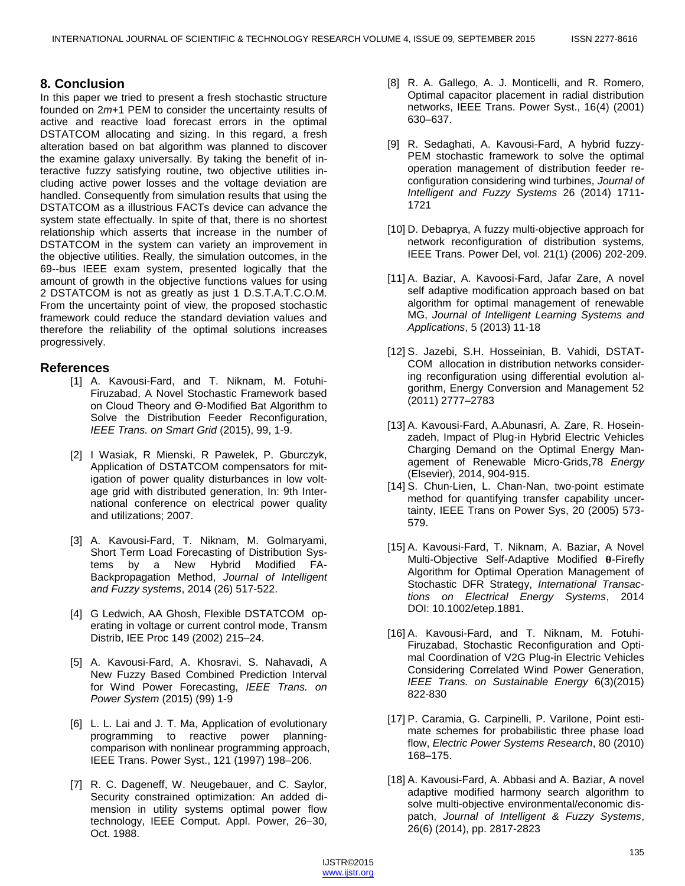## 8. Conclusion

In this paper we tried to present a fresh stochastic structure founded on 2*m*+1 PEM to consider the uncertainty results of active and reactive load forecast errors in the optimal DSTATCOM allocating and sizing. In this regard, a fresh alteration based on bat algorithm was planned to discover the examine galaxy universally. By taking the benefit of interactive fuzzy satisfying routine, two objective utilities including active power losses and the voltage deviation are handled. Consequently from simulation results that using the DSTATCOM as a illustrious FACTs device can advance the system state effectually. In spite of that, there is no shortest relationship which asserts that increase in the number of DSTATCOM in the system can variety an improvement in the objective utilities. Really, the simulation outcomes, in the 69--bus IEEE exam system, presented logically that the amount of growth in the objective functions values for using 2 DSTATCOM is not as greatly as just 1 D.S.T.A.T.C.O.M. From the uncertainty point of view, the proposed stochastic framework could reduce the standard deviation values and therefore the reliability of the optimal solutions increases progressively.

## References

[1] A. Kavousi-Fard, and T. Niknam, M. Fotuhi-Firuzabad, A Novel Stochastic Framework based on Cloud Theory and Θ-Modified Bat Algorithm to Solve the Distribution Feeder Reconfiguration, *IEEE Trans. on Smart Grid* (2015), 99, 1-9.

[2] I Wasiak, R Mienski, R Pawelek, P. Gburczyk, Application of DSTATCOM compensators for mitigation of power quality disturbances in low voltage grid with distributed generation, In: 9th International conference on electrical power quality and utilizations; 2007.

[3] A. Kavousi-Fard, T. Niknam, M. Golmaryami, Short Term Load Forecasting of Distribution Systems by a New Hybrid Modified FA-Backpropagation Method, *Journal of Intelligent and Fuzzy systems*, 2014 (26) 517-522.

[4] G Ledwich, AA Ghosh, Flexible DSTATCOM operating in voltage or current control mode, Transm Distrib, IEE Proc 149 (2002) 215–24.

[5] A. Kavousi-Fard, A. Khosravi, S. Nahavadi, A New Fuzzy Based Combined Prediction Interval for Wind Power Forecasting, *IEEE Trans. on Power System* (2015) (99) 1-9

[6] L. L. Lai and J. T. Ma, Application of evolutionary programming to reactive power planning-comparison with nonlinear programming approach, IEEE Trans. Power Syst., 121 (1997) 198–206.

[7] R. C. Dageneff, W. Neugebauer, and C. Saylor, Security constrained optimization: An added dimension in utility systems optimal power flow technology, IEEE Comput. Appl. Power, 26–30, Oct. 1988.

[8] R. A. Gallego, A. J. Monticelli, and R. Romero, Optimal capacitor placement in radial distribution networks, IEEE Trans. Power Syst., 16(4) (2001) 630–637.

[9] R. Sedaghati, A. Kavousi-Fard, A hybrid fuzzy-PEM stochastic framework to solve the optimal operation management of distribution feeder reconfiguration considering wind turbines, *Journal of Intelligent and Fuzzy Systems* 26 (2014) 1711-1721

[10] D. Debaprya, A fuzzy multi-objective approach for network reconfiguration of distribution systems, IEEE Trans. Power Del, vol. 21(1) (2006) 202-209.

[11] A. Baziar, A. Kavoosi-Fard, Jafar Zare, A novel self adaptive modification approach based on bat algorithm for optimal management of renewable MG, *Journal of Intelligent Learning Systems and Applications*, 5 (2013) 11-18

[12] S. Jazebi, S.H. Hosseinian, B. Vahidi, DSTATCOM allocation in distribution networks considering reconfiguration using differential evolution algorithm, Energy Conversion and Management 52 (2011) 2777–2783

[13] A. Kavousi-Fard, A.Abunasri, A. Zare, R. Hoseinzadeh, Impact of Plug-in Hybrid Electric Vehicles Charging Demand on the Optimal Energy Management of Renewable Micro-Grids,78 *Energy* (Elsevier), 2014, 904-915.

[14] S. Chun-Lien, L. Chan-Nan, two-point estimate method for quantifying transfer capability uncertainty, IEEE Trans on Power Sys, 20 (2005) 573-579.

[15] A. Kavousi-Fard, T. Niknam, A. Baziar, A Novel Multi-Objective Self-Adaptive Modified **θ**-Firefly Algorithm for Optimal Operation Management of Stochastic DFR Strategy, *International Transactions on Electrical Energy Systems*, 2014 DOI: 10.1002/etep.1881.

[16] A. Kavousi-Fard, and T. Niknam, M. Fotuhi-Firuzabad, Stochastic Reconfiguration and Optimal Coordination of V2G Plug-in Electric Vehicles Considering Correlated Wind Power Generation, *IEEE Trans. on Sustainable Energy* 6(3)(2015) 822-830

[17] P. Caramia, G. Carpinelli, P. Varilone, Point estimate schemes for probabilistic three phase load flow, *Electric Power Systems Research*, 80 (2010) 168–175.

[18] A. Kavousi-Fard, A. Abbasi and A. Baziar, A novel adaptive modified harmony search algorithm to solve multi-objective environmental/economic dispatch, *Journal of Intelligent & Fuzzy Systems*, 26(6) (2014), pp. 2817-2823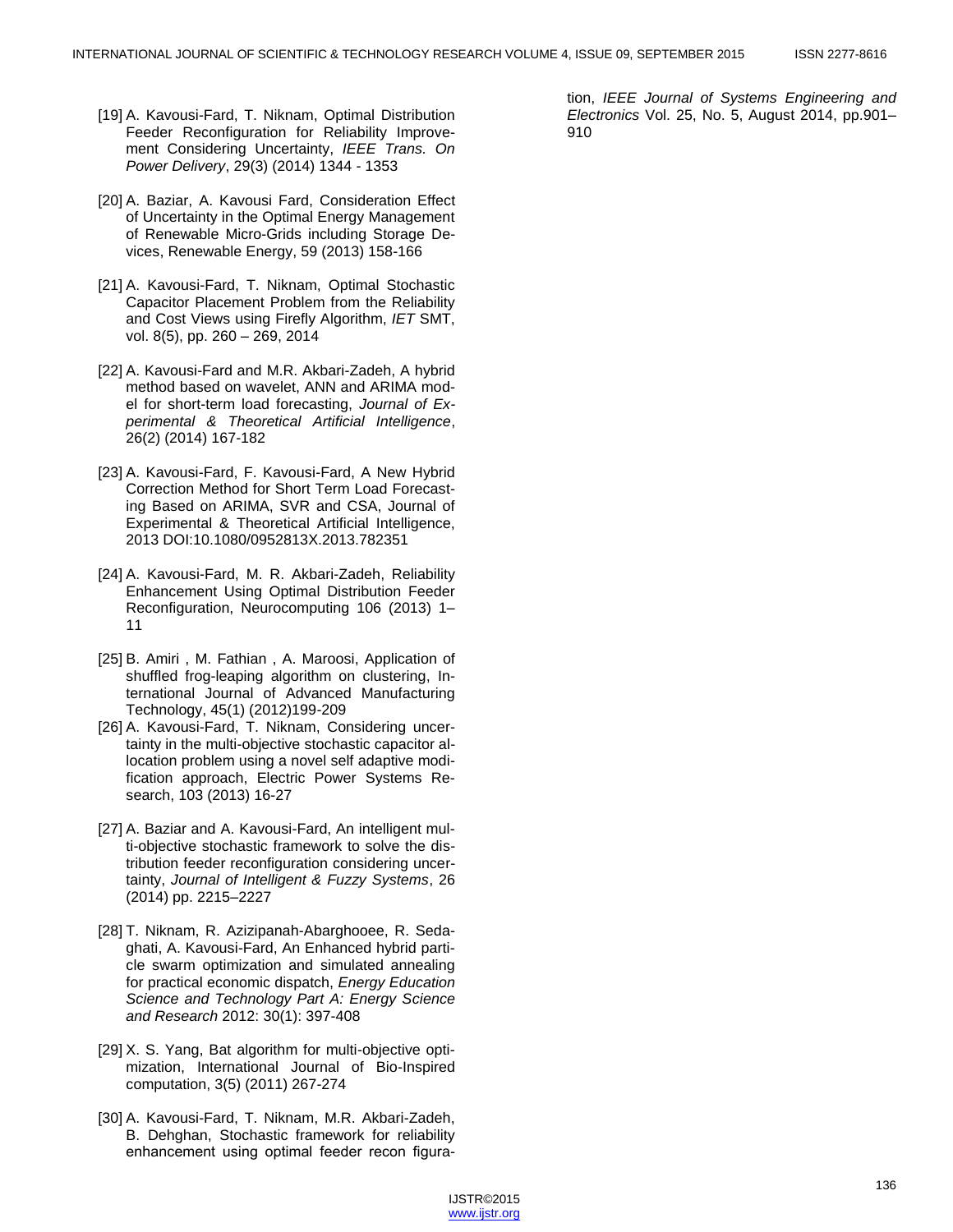[19] A. Kavousi-Fard, T. Niknam, Optimal Distribution Feeder Reconfiguration for Reliability Improvement Considering Uncertainty, *IEEE Trans. On Power Delivery*, 29(3) (2014) 1344 - 1353

[20] A. Baziar, A. Kavousi Fard, Consideration Effect of Uncertainty in the Optimal Energy Management of Renewable Micro-Grids including Storage Devices, Renewable Energy, 59 (2013) 158-166

[21] A. Kavousi-Fard, T. Niknam, Optimal Stochastic Capacitor Placement Problem from the Reliability and Cost Views using Firefly Algorithm, *IET* SMT, vol. 8(5), pp. 260 – 269, 2014

[22] A. Kavousi-Fard and M.R. Akbari-Zadeh, A hybrid method based on wavelet, ANN and ARIMA model for short-term load forecasting, *Journal of Experimental & Theoretical Artificial Intelligence*, 26(2) (2014) 167-182

[23] A. Kavousi-Fard, F. Kavousi-Fard, A New Hybrid Correction Method for Short Term Load Forecasting Based on ARIMA, SVR and CSA, Journal of Experimental & Theoretical Artificial Intelligence, 2013 DOI:10.1080/0952813X.2013.782351

[24] A. Kavousi-Fard, M. R. Akbari-Zadeh, Reliability Enhancement Using Optimal Distribution Feeder Reconfiguration, Neurocomputing 106 (2013) 1–11

[25] B. Amiri , M. Fathian , A. Maroosi, Application of shuffled frog-leaping algorithm on clustering, International Journal of Advanced Manufacturing Technology, 45(1) (2012)199-209

[26] A. Kavousi-Fard, T. Niknam, Considering uncertainty in the multi-objective stochastic capacitor allocation problem using a novel self adaptive modification approach, Electric Power Systems Research, 103 (2013) 16-27

[27] A. Baziar and A. Kavousi-Fard, An intelligent multi-objective stochastic framework to solve the distribution feeder reconfiguration considering uncertainty, *Journal of Intelligent & Fuzzy Systems*, 26 (2014) pp. 2215–2227

[28] T. Niknam, R. Azizipanah-Abarghooee, R. Sedaghati, A. Kavousi-Fard, An Enhanced hybrid particle swarm optimization and simulated annealing for practical economic dispatch, *Energy Education Science and Technology Part A: Energy Science and Research* 2012: 30(1): 397-408

[29] X. S. Yang, Bat algorithm for multi-objective optimization, International Journal of Bio-Inspired computation, 3(5) (2011) 267-274

[30] A. Kavousi-Fard, T. Niknam, M.R. Akbari-Zadeh, B. Dehghan, Stochastic framework for reliability enhancement using optimal feeder recon figuration, *IEEE Journal of Systems Engineering and Electronics* Vol. 25, No. 5, August 2014, pp.901–910